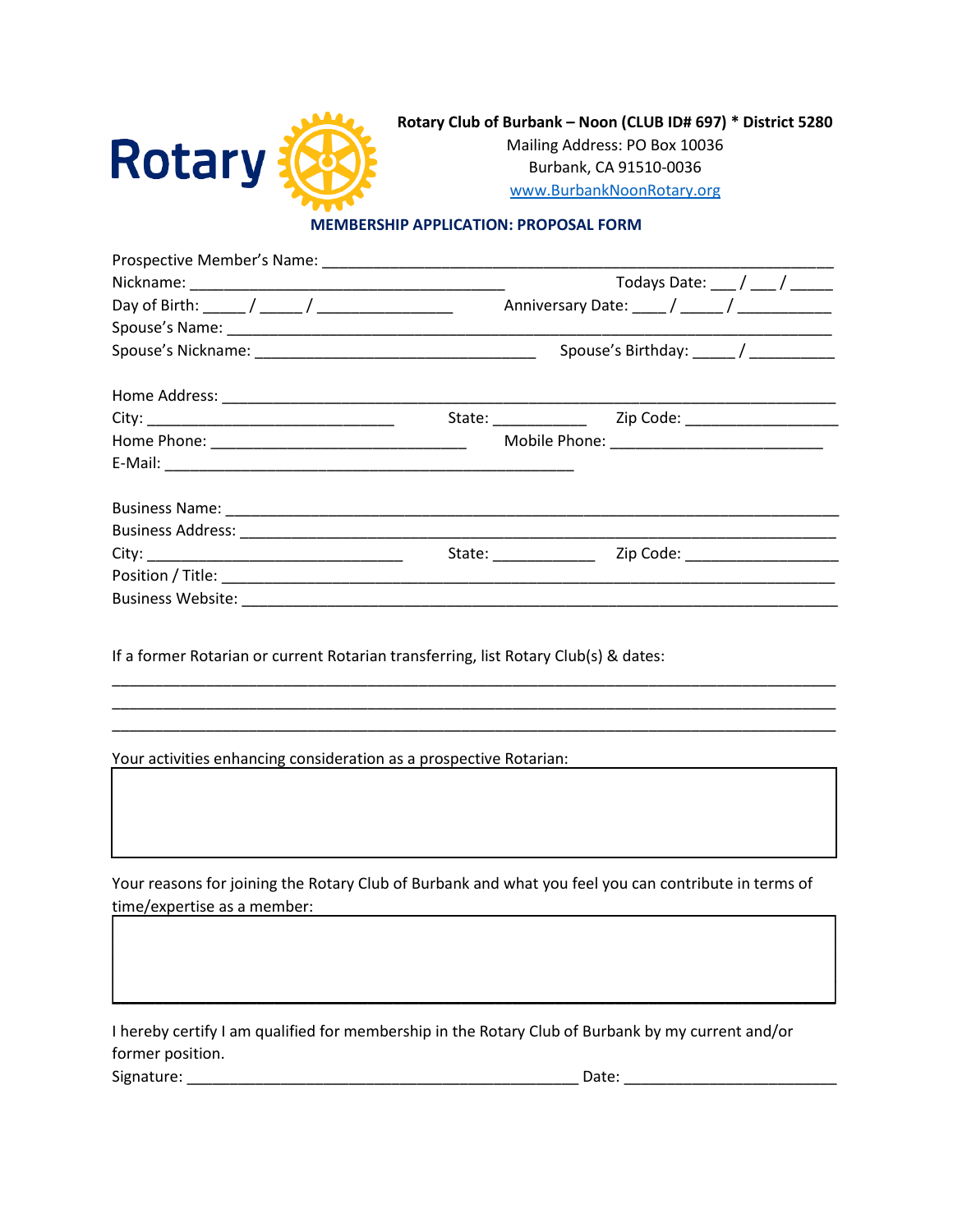Rotary

**Rotary Club of Burbank – Noon (CLUB ID# 697) * District 5280**

Mailing Address: PO Box 10036

Burbank, CA 91510-0036

www.BurbankNoonRotary.org

## MEMBERSHIP APPLICATION: PROPOSAL FORM

Prospective Member's Name: ____________________________________________________________

Nickname: ______________________________________ Todays Date: ___ / ___ / _____

Day of Birth: _____ / _____ / ________________ Anniversary Date: ____ / _____ / ___________

Spouse's Name: ___________________________________________________________________________

Spouse's Nickname: _________________________________ Spouse's Birthday: _____ / __________

Home Address: ____________________________________________________________________________

City: ______________________________ State: ___________ Zip Code: __________________

Home Phone: ______________________________ Mobile Phone: _________________________

E-Mail: __________________________________________________

Business Name: ___________________________________________________________________________

Business Address: _________________________________________________________________________

City: _______________________________ State: ____________ Zip Code: __________________

Position / Title: __________________________________________________________________________

Business Website: ________________________________________________________________________

If a former Rotarian or current Rotarian transferring, list Rotary Club(s) & dates:

_________________________________________________________________________________________

_________________________________________________________________________________________

_________________________________________________________________________________________

Your activities enhancing consideration as a prospective Rotarian:

| |
|---|
| |

Your reasons for joining the Rotary Club of Burbank and what you feel you can contribute in terms of time/expertise as a member:

| |
|---|
| |

I hereby certify I am qualified for membership in the Rotary Club of Burbank by my current and/or former position.

Signature: ______________________________________________ Date: ________________________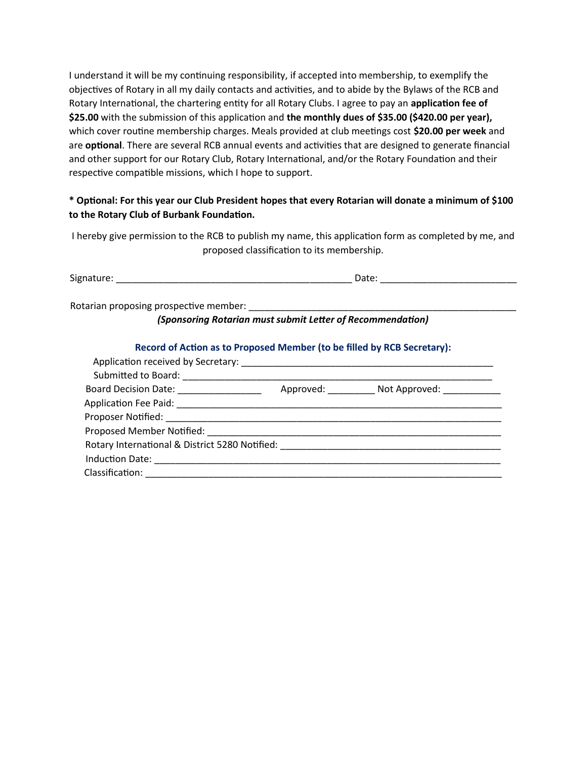I understand it will be my continuing responsibility, if accepted into membership, to exemplify the objectives of Rotary in all my daily contacts and activities, and to abide by the Bylaws of the RCB and Rotary International, the chartering entity for all Rotary Clubs. I agree to pay an **application fee of $25.00** with the submission of this application and **the monthly dues of $35.00 ($420.00 per year),** which cover routine membership charges. Meals provided at club meetings cost **$20.00 per week** and are **optional**. There are several RCB annual events and activities that are designed to generate financial and other support for our Rotary Club, Rotary International, and/or the Rotary Foundation and their respective compatible missions, which I hope to support.

**\* Optional: For this year our Club President hopes that every Rotarian will donate a minimum of $100 to the Rotary Club of Burbank Foundation.**

I hereby give permission to the RCB to publish my name, this application form as completed by me, and proposed classification to its membership.

Signature: _____________________________________________ Date: __________________________

Rotarian proposing prospective member: ____________________________________________________

***(Sponsoring Rotarian must submit Letter of Recommendation)***

**Record of Action as to Proposed Member (to be filled by RCB Secretary):**

Application received by Secretary: ________________________________________________

Submitted to Board: ___________________________________________________________

Board Decision Date: ________________ Approved: _________ Not Approved: ___________

Application Fee Paid: _______________________________________________________________

Proposer Notified: __________________________________________________________________

Proposed Member Notified: ___________________________________________________________

Rotary International & District 5280 Notified: __________________________________________

Induction Date: _____________________________________________________________________

Classification: _______________________________________________________________________